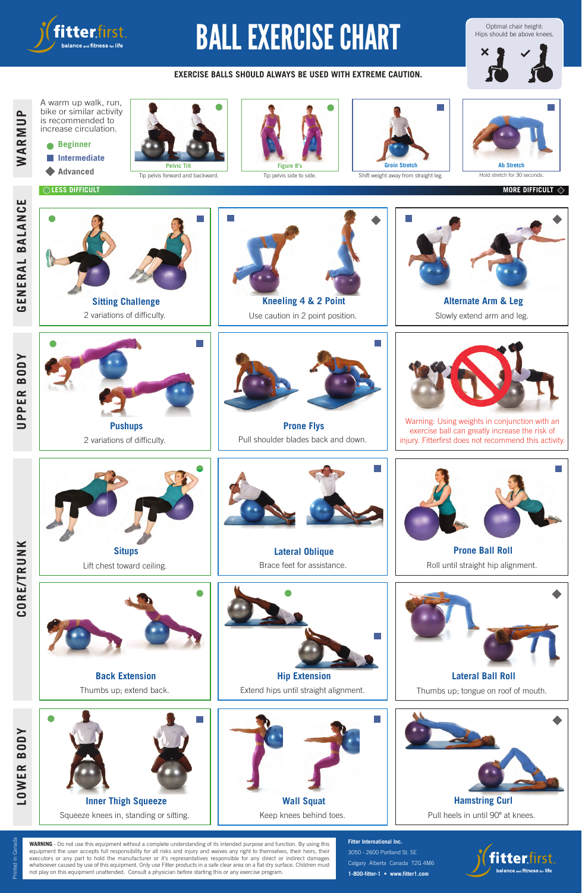# BALL EXERCISE CHART

fitterfirst – balance and fitness for life

Optimal chair height: Hips should be above knees.

**EXERCISE BALLS SHOULD ALWAYS BE USED WITH EXTREME CAUTION.**

## WARMUP

A warm up walk, run, bike or similar activity is recommended to increase circulation.

- ● Beginner
- ■ Intermediate
- ◆ Advanced

**Pelvic Tilt** – Tip pelvis forward and backward.

**Figure 8's** – Tip pelvis side to side.

**Groin Stretch** – Shift weight away from straight leg.

**Ab Stretch** – Hold stretch for 30 seconds.

LESS DIFFICULT — MORE DIFFICULT

## GENERAL BALANCE

**Sitting Challenge** – 2 variations of difficulty.

**Kneeling 4 & 2 Point** – Use caution in 2 point position.

**Alternate Arm & Leg** – Slowly extend arm and leg.

## UPPER BODY

**Pushups** – 2 variations of difficulty.

**Prone Flys** – Pull shoulder blades back and down.

Warning: Using weights in conjunction with an exercise ball can greatly increase the risk of injury. Fitterfirst does not recommend this activity.

## CORE/TRUNK

**Situps** – Lift chest toward ceiling.

**Lateral Oblique** – Brace feet for assistance.

**Prone Ball Roll** – Roll until straight hip alignment.

**Back Extension** – Thumbs up; extend back.

**Hip Extension** – Extend hips until straight alignment.

**Lateral Ball Roll** – Thumbs up; tongue on roof of mouth.

## LOWER BODY

**Inner Thigh Squeeze** – Squeeze knees in, standing or sitting.

**Wall Squat** – Keep knees behind toes.

**Hamstring Curl** – Pull heels in until 90° at knees.

---

Printed in Canada

**WARNING** - Do not use this equipment without a complete understanding of its intended purpose and function. By using this equipment the user accepts full responsibility for all risks and injury and waives any right to themselves, their heirs, their executors or any part to hold the manufacturer or it's representatives responsible for any direct or indirect damages whatsoever caused by use of this equipment. Only use Fitter products in a safe clear area on a flat dry surface. Children must not play on this equipment unattended. Consult a physician before starting this or any exercise program.

**Fitter International Inc.**
3050 - 2600 Portland St. SE
Calgary Alberta Canada T2G 4M6
**1-800-fitter-1 • www.fitter1.com**

fitterfirst – balance and fitness for life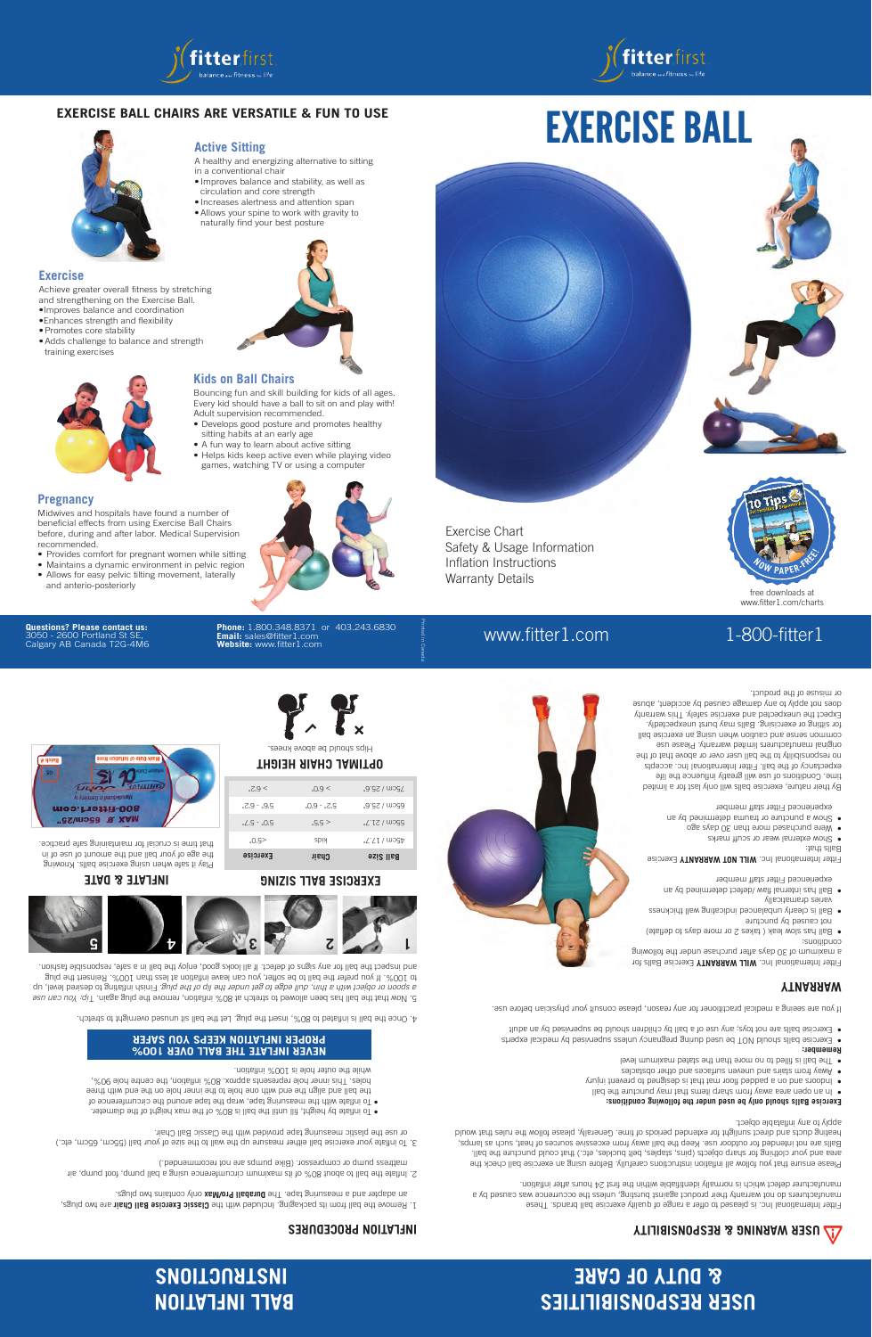# EXERCISE BALL CHAIRS ARE VERSATILE & FUN TO USE

### Active Sitting

A healthy and energizing alternative to sitting in a conventional chair

- Improves balance and stability, as well as circulation and core strength
- Increases alertness and attention span
- Allows your spine to work with gravity to naturally find your best posture

### Exercise

Achieve greater overall fitness by stretching and strengthening on the Exercise Ball.

- Improves balance and coordination
- Enhances strength and flexibility
- Promotes core stability
- Adds challenge to balance and strength training exercises

### Kids on Ball Chairs

Bouncing fun and skill building for kids of all ages. Every kid should have a ball to sit on and play with! Adult supervision recommended.

- Develops good posture and promotes healthy sitting habits at an early age
- A fun way to learn about active sitting
- Helps kids keep active even while playing video games, watching TV or using a computer

### Pregnancy

Midwives and hospitals have found a number of beneficial effects from using Exercise Ball Chairs before, during and after labor. Medical Supervision recommended.

- Provides comfort for pregnant women while sitting
- Maintains a dynamic environment in pelvic region
- Allows for easy pelvic tilting movement, laterally and anterio-posteriorly

**Questions? Please contact us:**
3050 - 2600 Portland St SE,
Calgary AB Canada T2G-4M6

**Phone:** 1.800.348.8371 or 403.243.6830
**Email:** sales@fitter1.com
**Website:** www.fitter1.com

Printed in Canada

# EXERCISE BALL

Exercise Chart
Safety & Usage Information
Inflation Instructions
Warranty Details

10 Tips — NOW PAPER-FREE!
free downloads at www.fitter1.com/charts

www.fitter1.com — 1-800-fitter1

# USER RESPONSIBILITIES & DUTY OF CARE

## USER WARNING & RESPONSIBILITY

Fitter International Inc. is pleased to offer a range of quality exercise ball brands. These manufacturers do not warranty their product against bursting, unless the occurrence was caused by a manufacturer defect which is normally identifiable within the first 24 hours after inflation.

Please ensure that you follow all inflation instructions carefully. Before using an exercise ball check the area and your clothing for sharp objects (pins, staples, belt buckles, etc.) that could puncture the ball. Balls are not intended for outdoor use. Keep the ball away from excessive sources of heat, such as lamps, heating ducts and direct sunlight for extended periods of time. Generally, please follow the rules that would apply to any inflatable object.

**Exercise Balls should only be used under the following conditions:**

- In an open area away from sharp items that may cause puncture of the ball
- Indoors on a padded floor mat that is designed to prevent injury
- Away from stairs and uneven surfaces and other obstacles
- The ball is filled to no more than the stated maximum level

**Remember:**

- Exercise balls should NOT be used during pregnancy unless supervised by medical experts
- Exercise balls used by children should be supervised by an adult

If you are seeing a medical practitioner for any reason, please consult your physician before use.

## WARRANTY

Fitter International Inc. **WILL WARRANTY** Exercise Balls for a maximum of 30 days after purchase under the following conditions:

- Ball has slow leak ( takes 2 or more days to deflate)
- Ball is clearly unbalanced indicating wall thickness varies dramatically
- Ball has internal wall /defect determined by an experienced Fitter staff member

Fitter International Inc. **WILL NOT WARRANTY** Exercise Balls that:

- Show external wear or scuff marks
- Were purchased more than 30 days ago
- Show a puncture or trauma determined by an experienced Fitter staff member

By their nature, exercise balls will only last for a limited time. Conditions of use will greatly influence the life expectancy of the ball. Fitter International Inc. accepts no responsibility to the ball user over or above that of the original manufacturers limited warranty. Please use common sense and caution when using an exercise ball for sitting or exercising. Balls may burst unexpectedly. Expect the unexpected and exercise safely. This warranty does not apply to any damage caused by accident, abuse or misuse of the product.

# BALL INFLATION INSTRUCTIONS

## INFLATION PROCEDURES

1. Remove the ball from its packaging. Included with the **Classic Exercise Ball Chair** are two plugs, an adapter and a measuring tape. The **Duraball Pro/Max** only contains two plugs.
2. Inflate the ball to about 80% of its maximum circumference using a ball pump, foot pump, air mattress pump or compressor. (Bike pumps are not recommended.)
3. To inflate your exercise ball either measure up the wall to the size of your ball (55cm, 65cm, etc.) or use the plastic measuring tape provided with the Classic Ball Chair.
   - To inflate by height, fill until the ball is 80% of the max height of the diameter.
   - To inflate with the measuring tape, wrap the tape around the circumference of the ball and align the end with one hole to the inner hole on the end with three holes. This inner hole represents approx. 80% inflation, the centre hole 90%, while the outer hole is 100% inflation.

**PROPER INFLATION KEEPS YOU SAFER**
**NEVER INFLATE THE BALL OVER 100%**

4. Once the ball is inflated to 80%, insert the plug. Let the ball sit unused overnight to stretch.
5. Now that the ball has been allowed to stretch at 80% inflation, remove the plug again. *Tip: You can use a spoon or object with a thin, dull edge to get under the lip of the plug.* Finish inflating to desired level, up to 100%. If you prefer the ball to be softer, you can leave inflation at less than 100%. Reinsert the plug and inspect the ball for any signs of defect. If all looks good, enjoy the ball in a safe, responsible fashion.

1 2 3 4 5

## EXERCISE BALL SIZING

| Ball Size | Chair | Exercise |
|---|---|---|
| 45cm / 17.7" | kids | <5'0" |
| 55cm / 21.7" | < 5'5" | 5'0" - 5'7" |
| 65cm / 25.6" | 5'2" - 6'0" | 5'6" - 6'2" |
| 75cm / 29.5" | > 6'0" | > 6'2" |

## OPTIMAL CHAIR HEIGHT

Hips should be above knees.

## INFLATE & DATE

Play it safe when using exercise balls. Knowing the age of your ball and the amount of use in it that time is crucial for maintaining safe practice.